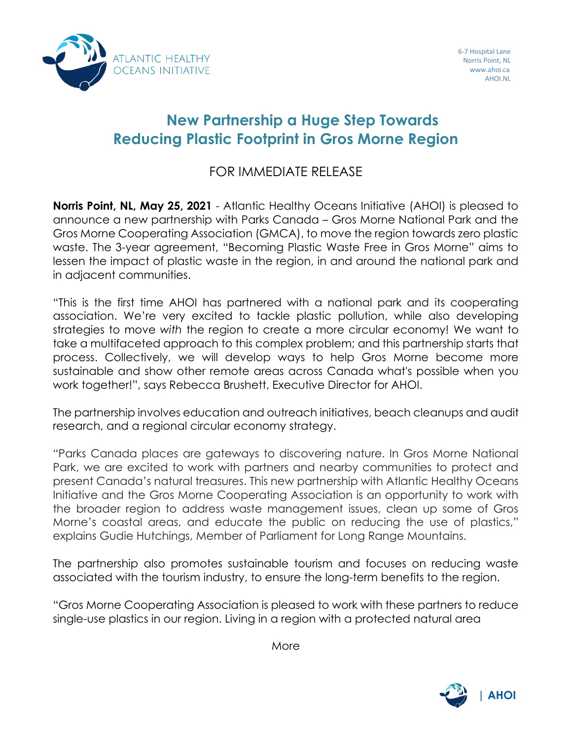ATLANTIC HEALTHY OCEANS INITIATIVE

6-7 Hospital Lane
Norris Point, NL
www.ahoi.ca
AHOI.NL

# New Partnership a Huge Step Towards Reducing Plastic Footprint in Gros Morne Region

FOR IMMEDIATE RELEASE

**Norris Point, NL, May 25, 2021** - Atlantic Healthy Oceans Initiative (AHOI) is pleased to announce a new partnership with Parks Canada – Gros Morne National Park and the Gros Morne Cooperating Association (GMCA), to move the region towards zero plastic waste. The 3-year agreement, "Becoming Plastic Waste Free in Gros Morne" aims to lessen the impact of plastic waste in the region, in and around the national park and in adjacent communities.

"This is the first time AHOI has partnered with a national park and its cooperating association. We're very excited to tackle plastic pollution, while also developing strategies to move *with* the region to create a more circular economy! We want to take a multifaceted approach to this complex problem; and this partnership starts that process. Collectively, we will develop ways to help Gros Morne become more sustainable and show other remote areas across Canada what's possible when you work together!", says Rebecca Brushett, Executive Director for AHOI.

The partnership involves education and outreach initiatives, beach cleanups and audit research, and a regional circular economy strategy.

"Parks Canada places are gateways to discovering nature. In Gros Morne National Park, we are excited to work with partners and nearby communities to protect and present Canada's natural treasures. This new partnership with Atlantic Healthy Oceans Initiative and the Gros Morne Cooperating Association is an opportunity to work with the broader region to address waste management issues, clean up some of Gros Morne's coastal areas, and educate the public on reducing the use of plastics," explains Gudie Hutchings, Member of Parliament for Long Range Mountains.

The partnership also promotes sustainable tourism and focuses on reducing waste associated with the tourism industry, to ensure the long-term benefits to the region.

"Gros Morne Cooperating Association is pleased to work with these partners to reduce single-use plastics in our region. Living in a region with a protected natural area

More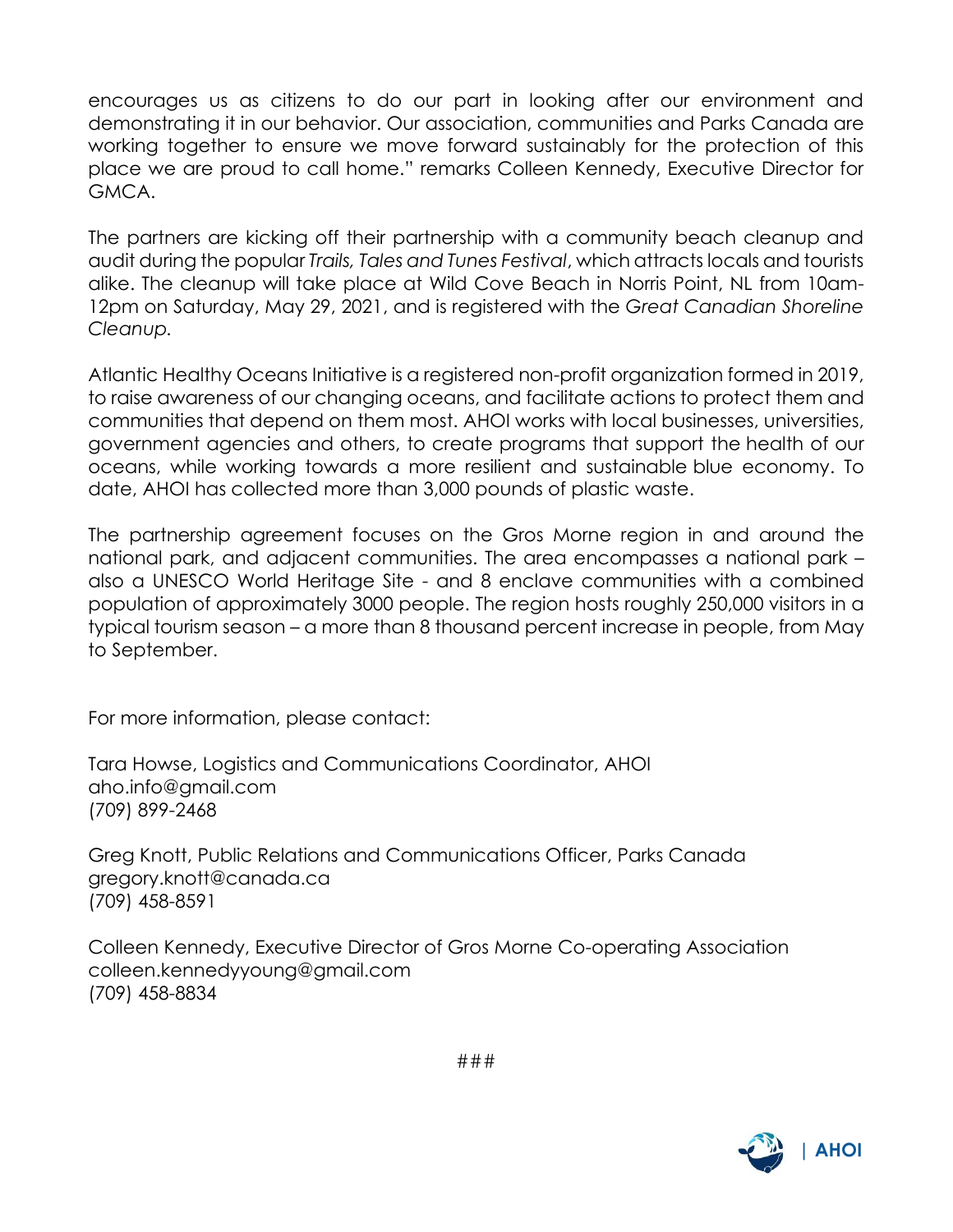encourages us as citizens to do our part in looking after our environment and demonstrating it in our behavior. Our association, communities and Parks Canada are working together to ensure we move forward sustainably for the protection of this place we are proud to call home." remarks Colleen Kennedy, Executive Director for GMCA.

The partners are kicking off their partnership with a community beach cleanup and audit during the popular *Trails, Tales and Tunes Festival*, which attracts locals and tourists alike. The cleanup will take place at Wild Cove Beach in Norris Point, NL from 10am-12pm on Saturday, May 29, 2021, and is registered with the *Great Canadian Shoreline Cleanup.*

Atlantic Healthy Oceans Initiative is a registered non-profit organization formed in 2019, to raise awareness of our changing oceans, and facilitate actions to protect them and communities that depend on them most. AHOI works with local businesses, universities, government agencies and others, to create programs that support the health of our oceans, while working towards a more resilient and sustainable blue economy. To date, AHOI has collected more than 3,000 pounds of plastic waste.

The partnership agreement focuses on the Gros Morne region in and around the national park, and adjacent communities. The area encompasses a national park – also a UNESCO World Heritage Site - and 8 enclave communities with a combined population of approximately 3000 people. The region hosts roughly 250,000 visitors in a typical tourism season – a more than 8 thousand percent increase in people, from May to September.

For more information, please contact:

Tara Howse, Logistics and Communications Coordinator, AHOI
aho.info@gmail.com
(709) 899-2468

Greg Knott, Public Relations and Communications Officer, Parks Canada
gregory.knott@canada.ca
(709) 458-8591

Colleen Kennedy, Executive Director of Gros Morne Co-operating Association
colleen.kennedyyoung@gmail.com
(709) 458-8834

###

| AHOI